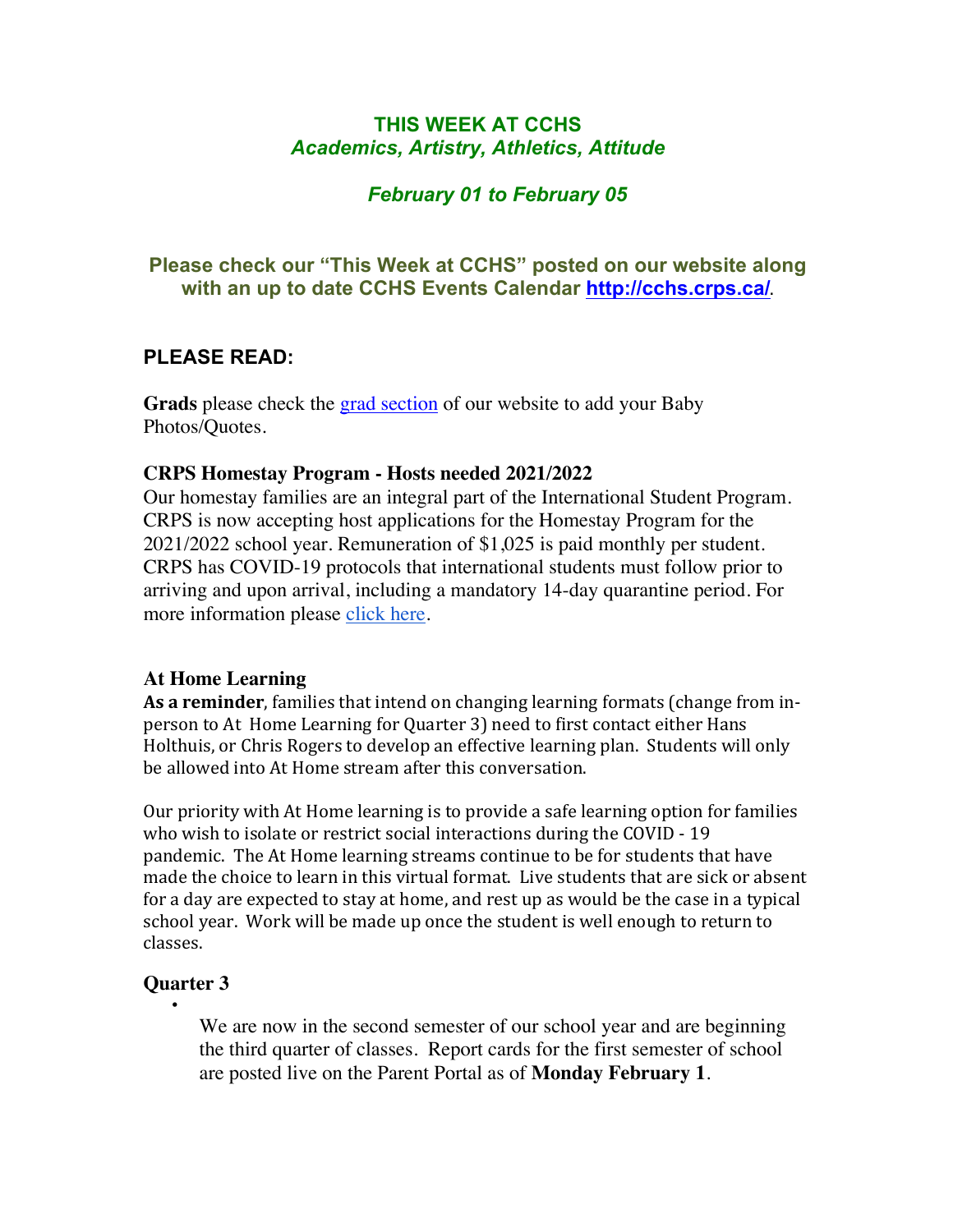# THIS WEEK AT CCHS
## *Academics, Artistry, Athletics, Attitude*

### *February 01 to February 05*

**Please check our "This Week at CCHS" posted on our website along with an up to date CCHS Events Calendar [http://cchs.crps.ca/](http://cchs.crps.ca/).**

## PLEASE READ:

**Grads** please check the grad section of our website to add your Baby Photos/Quotes.

### CRPS Homestay Program - Hosts needed 2021/2022

Our homestay families are an integral part of the International Student Program. CRPS is now accepting host applications for the Homestay Program for the 2021/2022 school year. Remuneration of $1,025 is paid monthly per student. CRPS has COVID-19 protocols that international students must follow prior to arriving and upon arrival, including a mandatory 14-day quarantine period. For more information please click here.

### At Home Learning

**As a reminder**, families that intend on changing learning formats (change from in-person to At Home Learning for Quarter 3) need to first contact either Hans Holthuis, or Chris Rogers to develop an effective learning plan. Students will only be allowed into At Home stream after this conversation.

Our priority with At Home learning is to provide a safe learning option for families who wish to isolate or restrict social interactions during the COVID - 19 pandemic. The At Home learning streams continue to be for students that have made the choice to learn in this virtual format. Live students that are sick or absent for a day are expected to stay at home, and rest up as would be the case in a typical school year. Work will be made up once the student is well enough to return to classes.

### Quarter 3

- We are now in the second semester of our school year and are beginning the third quarter of classes. Report cards for the first semester of school are posted live on the Parent Portal as of **Monday February 1**.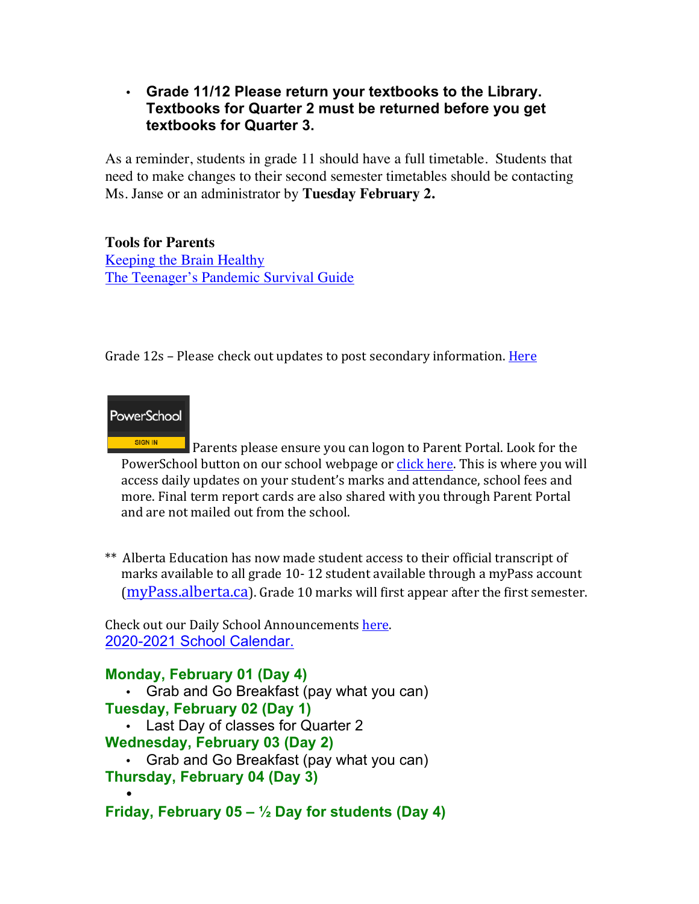- **Grade 11/12 Please return your textbooks to the Library. Textbooks for Quarter 2 must be returned before you get textbooks for Quarter 3.**

As a reminder, students in grade 11 should have a full timetable. Students that need to make changes to their second semester timetables should be contacting Ms. Janse or an administrator by **Tuesday February 2.**

**Tools for Parents**
[Keeping the Brain Healthy](#)
[The Teenager's Pandemic Survival Guide](#)

Grade 12s – Please check out updates to post secondary information. [Here](#)

PowerSchool SIGN IN Parents please ensure you can logon to Parent Portal. Look for the PowerSchool button on our school webpage or [click here](#). This is where you will access daily updates on your student's marks and attendance, school fees and more. Final term report cards are also shared with you through Parent Portal and are not mailed out from the school.

** Alberta Education has now made student access to their official transcript of marks available to all grade 10- 12 student available through a myPass account ([myPass.alberta.ca](#)). Grade 10 marks will first appear after the first semester.

Check out our Daily School Announcements [here](#).
[2020-2021 School Calendar.](#)

**Monday, February 01 (Day 4)**
- Grab and Go Breakfast (pay what you can)

**Tuesday, February 02 (Day 1)**
- Last Day of classes for Quarter 2

**Wednesday, February 03 (Day 2)**
- Grab and Go Breakfast (pay what you can)

**Thursday, February 04 (Day 3)**
-

**Friday, February 05 – ½ Day for students (Day 4)**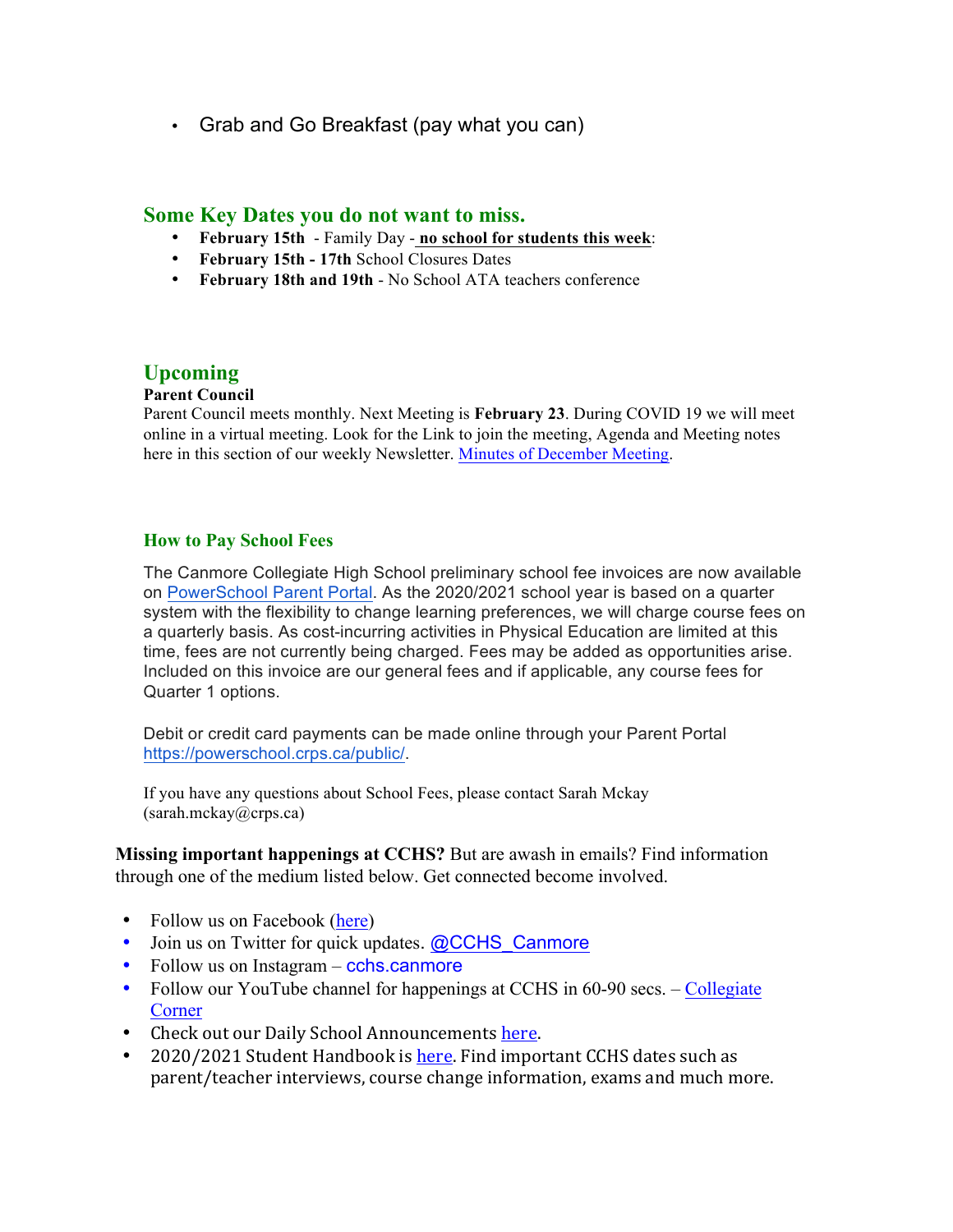- Grab and Go Breakfast (pay what you can)

## Some Key Dates you do not want to miss.

- **February 15th** - Family Day - **no school for students this week**:
- **February 15th - 17th** School Closures Dates
- **February 18th and 19th** - No School ATA teachers conference

## Upcoming

**Parent Council**

Parent Council meets monthly. Next Meeting is **February 23**. During COVID 19 we will meet online in a virtual meeting. Look for the Link to join the meeting, Agenda and Meeting notes here in this section of our weekly Newsletter. [Minutes of December Meeting](#).

### How to Pay School Fees

The Canmore Collegiate High School preliminary school fee invoices are now available on [PowerSchool Parent Portal](#). As the 2020/2021 school year is based on a quarter system with the flexibility to change learning preferences, we will charge course fees on a quarterly basis. As cost-incurring activities in Physical Education are limited at this time, fees are not currently being charged. Fees may be added as opportunities arise. Included on this invoice are our general fees and if applicable, any course fees for Quarter 1 options.

Debit or credit card payments can be made online through your Parent Portal [https://powerschool.crps.ca/public/](https://powerschool.crps.ca/public/).

If you have any questions about School Fees, please contact Sarah Mckay (sarah.mckay@crps.ca)

**Missing important happenings at CCHS?** But are awash in emails? Find information through one of the medium listed below. Get connected become involved.

- Follow us on Facebook ([here](#))
- Join us on Twitter for quick updates. @CCHS_Canmore
- Follow us on Instagram – cchs.canmore
- Follow our YouTube channel for happenings at CCHS in 60-90 secs. – [Collegiate Corner](#)
- Check out our Daily School Announcements [here](#).
- 2020/2021 Student Handbook is [here](#). Find important CCHS dates such as parent/teacher interviews, course change information, exams and much more.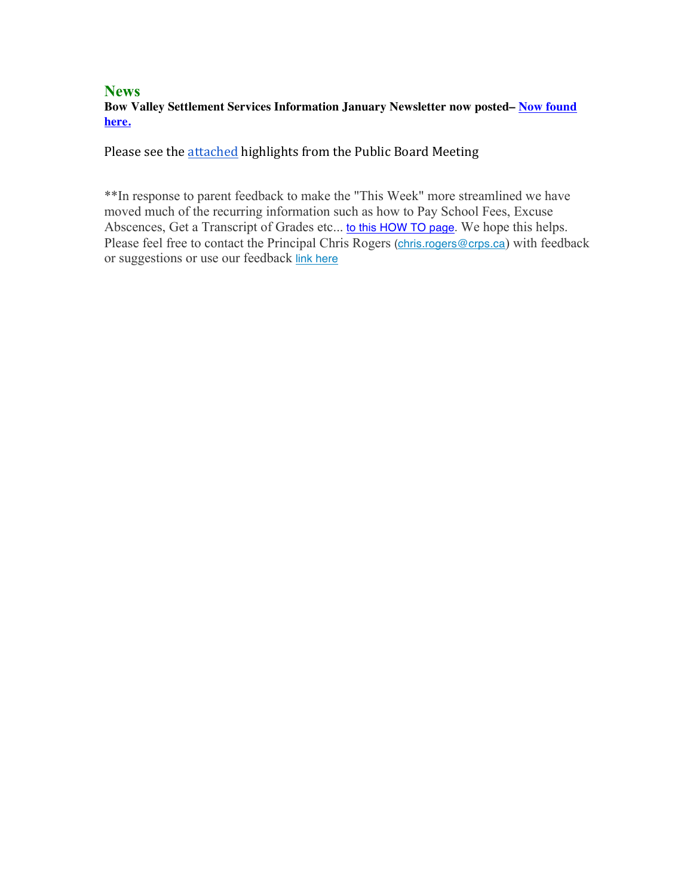## News

**Bow Valley Settlement Services Information January Newsletter now posted– Now found here.**

Please see the attached highlights from the Public Board Meeting

**In response to parent feedback to make the "This Week" more streamlined we have moved much of the recurring information such as how to Pay School Fees, Excuse Abscences, Get a Transcript of Grades etc... to this HOW TO page. We hope this helps. Please feel free to contact the Principal Chris Rogers (chris.rogers@crps.ca) with feedback or suggestions or use our feedback link here